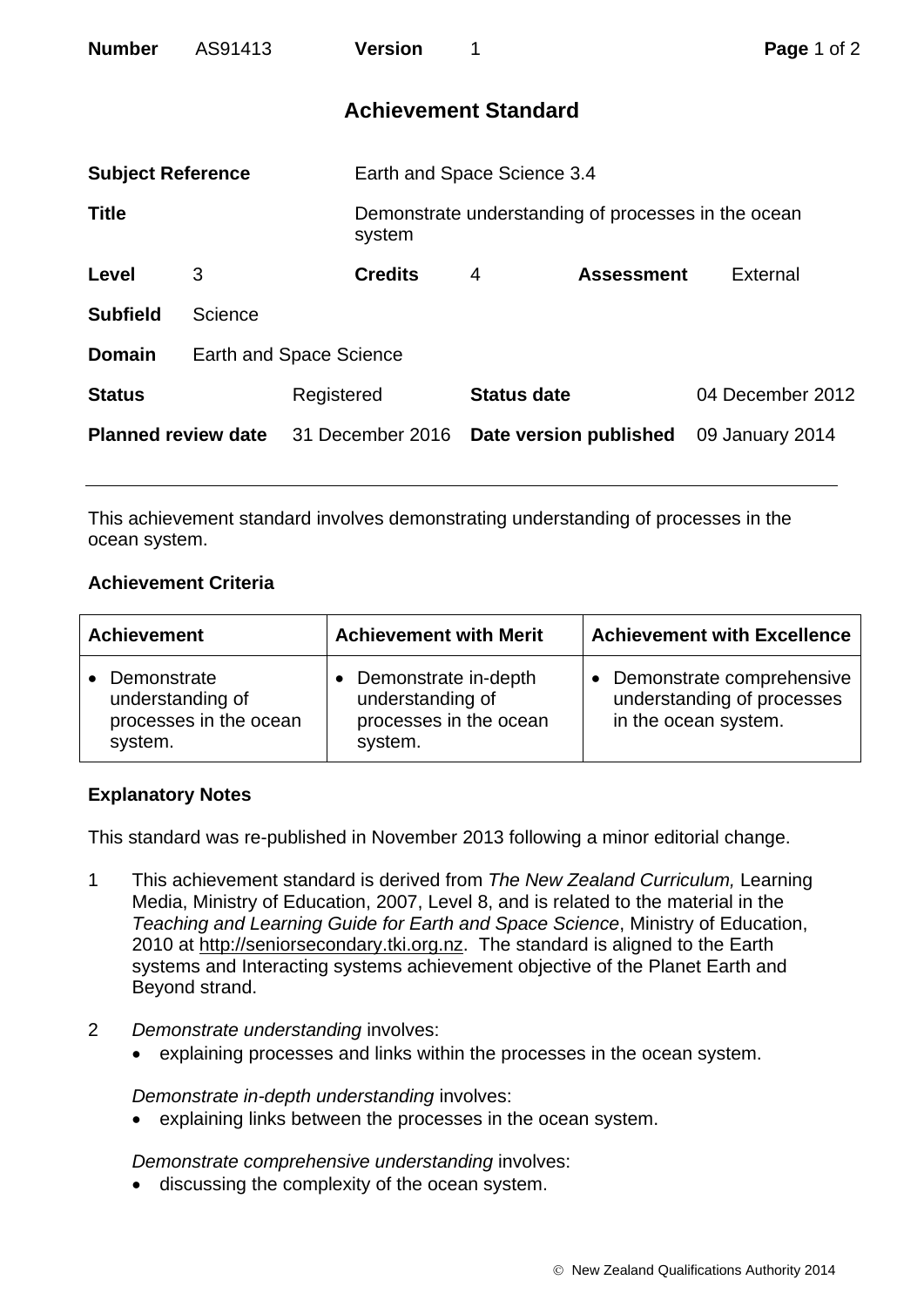| **Number** | AS91413 | **Version** | 1 |
|---|---|---|---|

# Achievement Standard

| | |
|---|---|
| **Subject Reference** | Earth and Space Science 3.4 |
| **Title** | Demonstrate understanding of processes in the ocean system |
| **Level** | 3 |
| **Credits** | 4 |
| **Assessment** | External |
| **Subfield** | Science |
| **Domain** | Earth and Space Science |
| **Status** | Registered |
| **Status date** | 04 December 2012 |
| **Planned review date** | 31 December 2016 |
| **Date version published** | 09 January 2014 |

This achievement standard involves demonstrating understanding of processes in the ocean system.

## Achievement Criteria

| Achievement | Achievement with Merit | Achievement with Excellence |
|---|---|---|
| • Demonstrate understanding of processes in the ocean system. | • Demonstrate in-depth understanding of processes in the ocean system. | • Demonstrate comprehensive understanding of processes in the ocean system. |

## Explanatory Notes

This standard was re-published in November 2013 following a minor editorial change.

1. This achievement standard is derived from *The New Zealand Curriculum,* Learning Media, Ministry of Education, 2007, Level 8, and is related to the material in the *Teaching and Learning Guide for Earth and Space Science*, Ministry of Education, 2010 at http://seniorsecondary.tki.org.nz. The standard is aligned to the Earth systems and Interacting systems achievement objective of the Planet Earth and Beyond strand.

2. *Demonstrate understanding* involves:
   - explaining processes and links within the processes in the ocean system.

   *Demonstrate in-depth understanding* involves:
   - explaining links between the processes in the ocean system.

   *Demonstrate comprehensive understanding* involves:
   - discussing the complexity of the ocean system.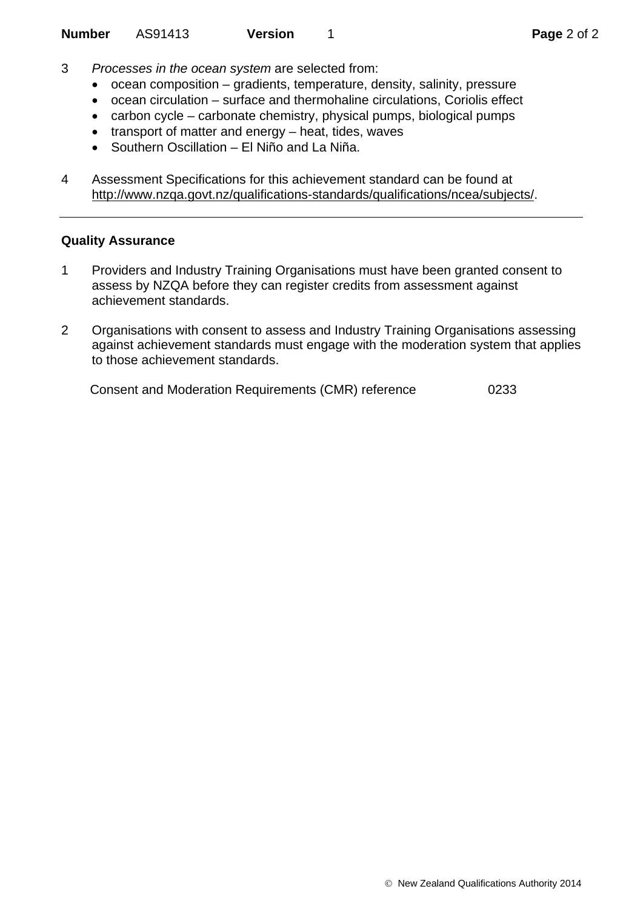3 *Processes in the ocean system* are selected from:
   - ocean composition – gradients, temperature, density, salinity, pressure
   - ocean circulation – surface and thermohaline circulations, Coriolis effect
   - carbon cycle – carbonate chemistry, physical pumps, biological pumps
   - transport of matter and energy – heat, tides, waves
   - Southern Oscillation – El Niño and La Niña.

4 Assessment Specifications for this achievement standard can be found at http://www.nzqa.govt.nz/qualifications-standards/qualifications/ncea/subjects/.

---

**Quality Assurance**

1 Providers and Industry Training Organisations must have been granted consent to assess by NZQA before they can register credits from assessment against achievement standards.

2 Organisations with consent to assess and Industry Training Organisations assessing against achievement standards must engage with the moderation system that applies to those achievement standards.

Consent and Moderation Requirements (CMR) reference 0233